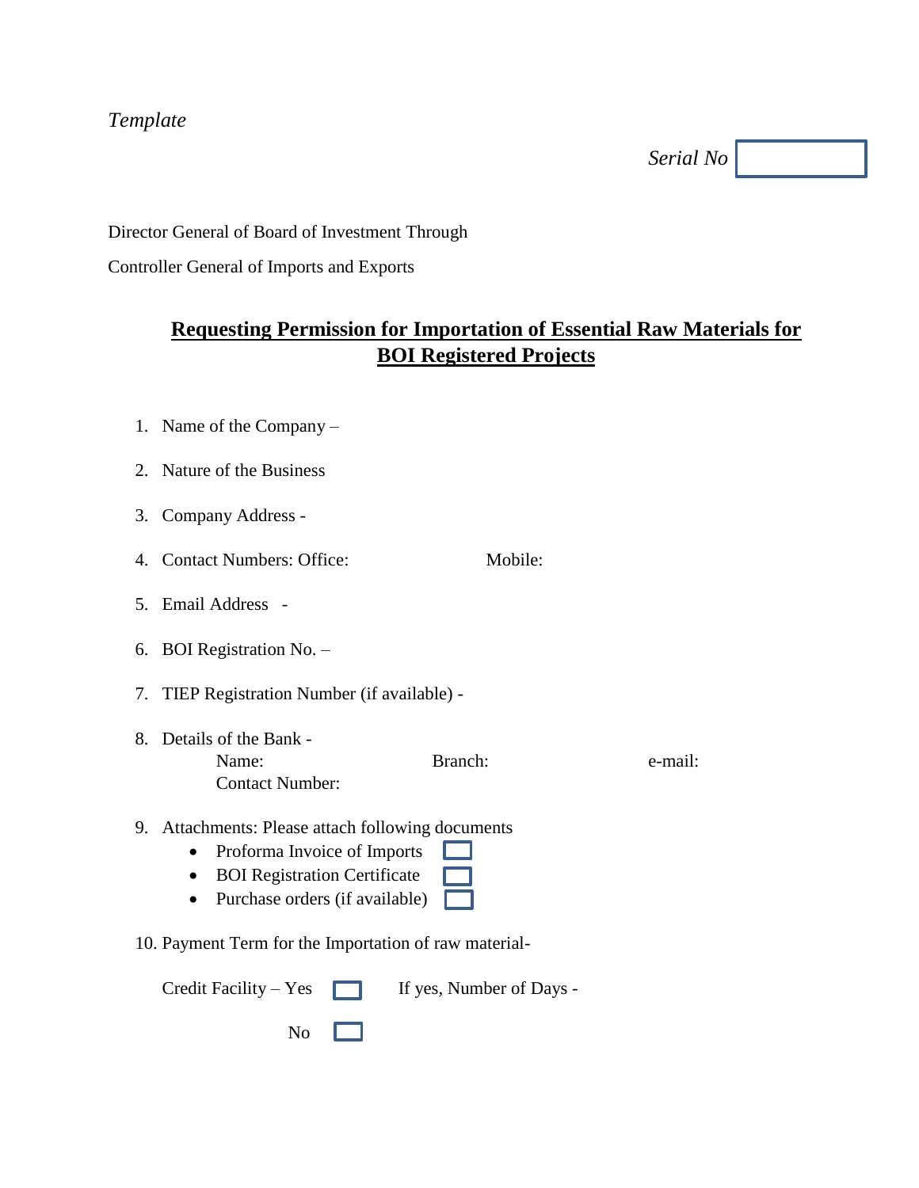*Template*

*Serial No* ☐

Director General of Board of Investment Through

Controller General of Imports and Exports

## **Requesting Permission for Importation of Essential Raw Materials for BOI Registered Projects**

1. Name of the Company –
2. Nature of the Business
3. Company Address -
4. Contact Numbers: Office: Mobile:
5. Email Address -
6. BOI Registration No. –
7. TIEP Registration Number (if available) -
8. Details of the Bank -
   Name: Branch: e-mail:
   Contact Number:
9. Attachments: Please attach following documents
   - Proforma Invoice of Imports ☐
   - BOI Registration Certificate ☐
   - Purchase orders (if available) ☐
10. Payment Term for the Importation of raw material-

    Credit Facility – Yes ☐ If yes, Number of Days -

    No ☐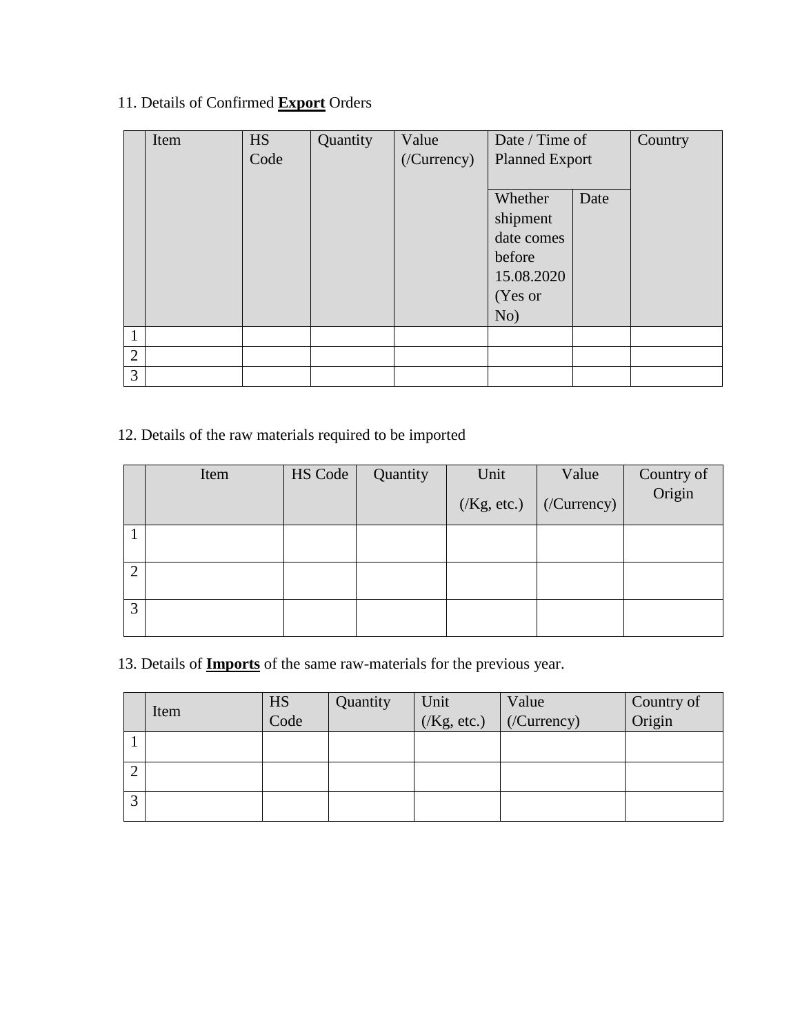11. Details of Confirmed **Export** Orders

| | Item | HS Code | Quantity | Value (/Currency) | Date / Time of Planned Export | | Country |
|---|---|---|---|---|---|---|---|
| | | | | | Whether shipment date comes before 15.08.2020 (Yes or No) | Date | |
| 1 | | | | | | | |
| 2 | | | | | | | |
| 3 | | | | | | | |

12. Details of the raw materials required to be imported

| | Item | HS Code | Quantity | Unit (/Kg, etc.) | Value (/Currency) | Country of Origin |
|---|---|---|---|---|---|---|
| 1 | | | | | | |
| 2 | | | | | | |
| 3 | | | | | | |

13. Details of **Imports** of the same raw-materials for the previous year.

| | Item | HS Code | Quantity | Unit (/Kg, etc.) | Value (/Currency) | Country of Origin |
|---|---|---|---|---|---|---|
| 1 | | | | | | |
| 2 | | | | | | |
| 3 | | | | | | |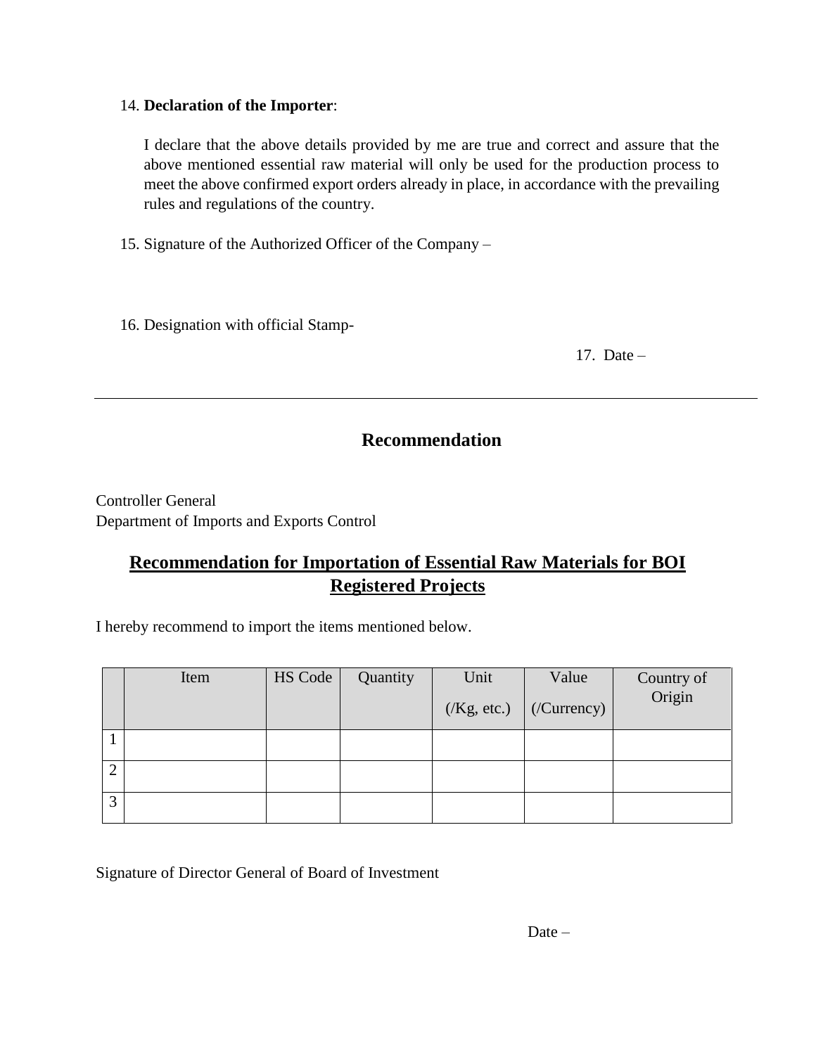14. **Declaration of the Importer**:

    I declare that the above details provided by me are true and correct and assure that the above mentioned essential raw material will only be used for the production process to meet the above confirmed export orders already in place, in accordance with the prevailing rules and regulations of the country.

15. Signature of the Authorized Officer of the Company –

16. Designation with official Stamp-

17. Date –

---

## Recommendation

Controller General
Department of Imports and Exports Control

## Recommendation for Importation of Essential Raw Materials for BOI Registered Projects

I hereby recommend to import the items mentioned below.

| | Item | HS Code | Quantity | Unit (/Kg, etc.) | Value (/Currency) | Country of Origin |
|---|---|---|---|---|---|---|
| 1 | | | | | | |
| 2 | | | | | | |
| 3 | | | | | | |

Signature of Director General of Board of Investment

Date –